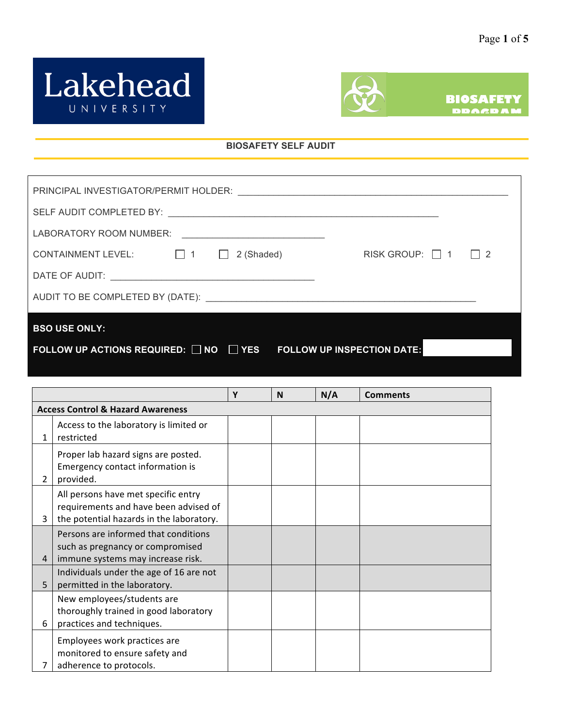Lakehead UNIVERSITY

BIOSAFETY PROGRAM

## BIOSAFETY SELF AUDIT

PRINCIPAL INVESTIGATOR/PERMIT HOLDER: ______________________________________________

SELF AUDIT COMPLETED BY: ______________________________________________

LABORATORY ROOM NUMBER: ___________________________

CONTAINMENT LEVEL: ☐ 1 ☐ 2 (Shaded) RISK GROUP: ☐ 1 ☐ 2

DATE OF AUDIT: _______________________________________

AUDIT TO BE COMPLETED BY (DATE): ______________________________________________

**BSO USE ONLY:**

**FOLLOW UP ACTIONS REQUIRED:** ☐ **NO** ☐ **YES** **FOLLOW UP INSPECTION DATE:** ____________

| | | Y | N | N/A | Comments |
|---|---|---|---|---|---|
| **Access Control & Hazard Awareness** | | | | | |
| 1 | Access to the laboratory is limited or restricted | | | | |
| 2 | Proper lab hazard signs are posted. Emergency contact information is provided. | | | | |
| 3 | All persons have met specific entry requirements and have been advised of the potential hazards in the laboratory. | | | | |
| 4 | Persons are informed that conditions such as pregnancy or compromised immune systems may increase risk. | | | | |
| 5 | Individuals under the age of 16 are not permitted in the laboratory. | | | | |
| 6 | New employees/students are thoroughly trained in good laboratory practices and techniques. | | | | |
| 7 | Employees work practices are monitored to ensure safety and adherence to protocols. | | | | |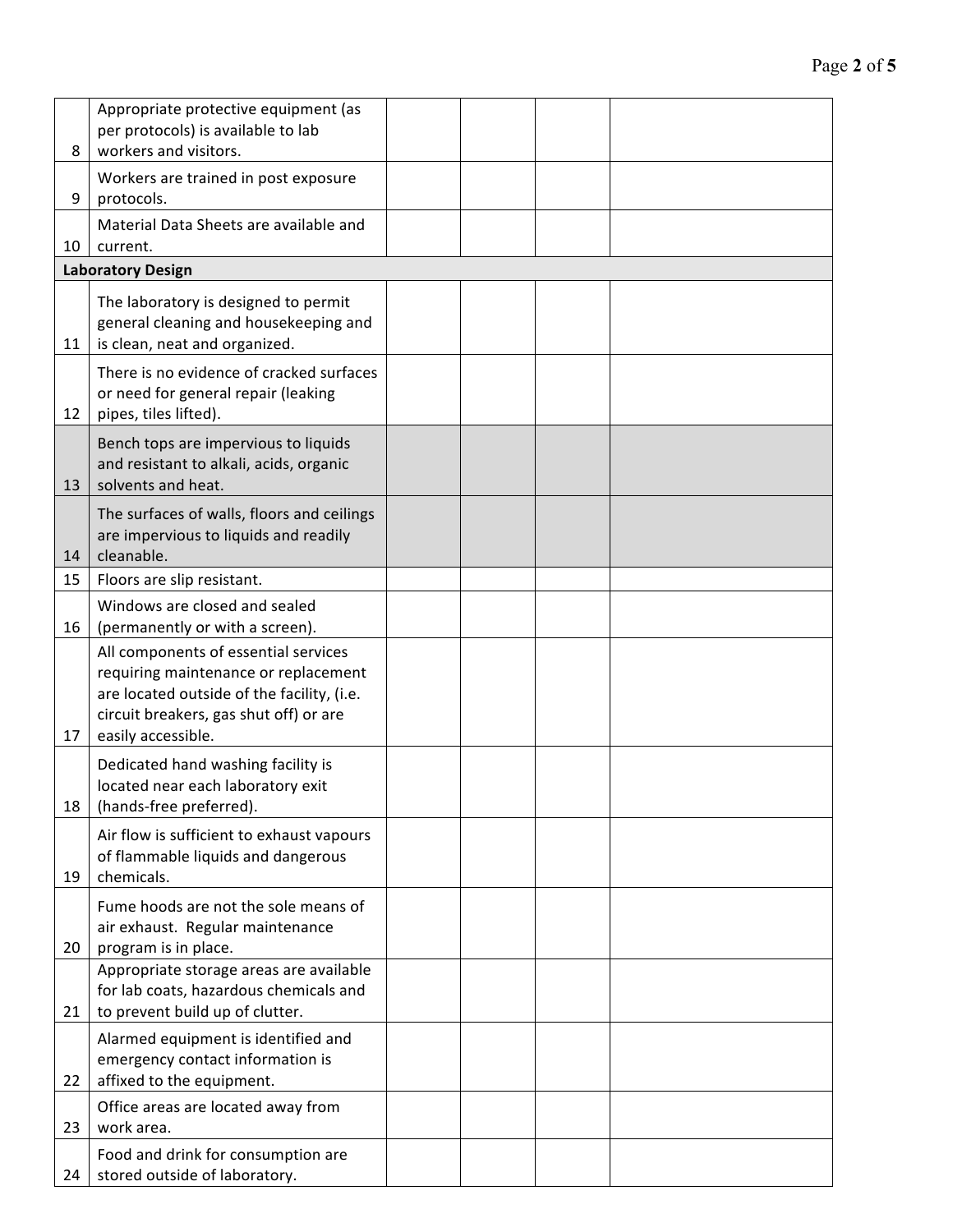| | | | | | |
|---|---|---|---|---|---|
| 8 | Appropriate protective equipment (as per protocols) is available to lab workers and visitors. | | | | |
| 9 | Workers are trained in post exposure protocols. | | | | |
| 10 | Material Data Sheets are available and current. | | | | |
| **Laboratory Design** | | | | | |
| 11 | The laboratory is designed to permit general cleaning and housekeeping and is clean, neat and organized. | | | | |
| 12 | There is no evidence of cracked surfaces or need for general repair (leaking pipes, tiles lifted). | | | | |
| 13 | Bench tops are impervious to liquids and resistant to alkali, acids, organic solvents and heat. | | | | |
| 14 | The surfaces of walls, floors and ceilings are impervious to liquids and readily cleanable. | | | | |
| 15 | Floors are slip resistant. | | | | |
| 16 | Windows are closed and sealed (permanently or with a screen). | | | | |
| 17 | All components of essential services requiring maintenance or replacement are located outside of the facility, (i.e. circuit breakers, gas shut off) or are easily accessible. | | | | |
| 18 | Dedicated hand washing facility is located near each laboratory exit (hands-free preferred). | | | | |
| 19 | Air flow is sufficient to exhaust vapours of flammable liquids and dangerous chemicals. | | | | |
| 20 | Fume hoods are not the sole means of air exhaust. Regular maintenance program is in place. | | | | |
| 21 | Appropriate storage areas are available for lab coats, hazardous chemicals and to prevent build up of clutter. | | | | |
| 22 | Alarmed equipment is identified and emergency contact information is affixed to the equipment. | | | | |
| 23 | Office areas are located away from work area. | | | | |
| 24 | Food and drink for consumption are stored outside of laboratory. | | | | |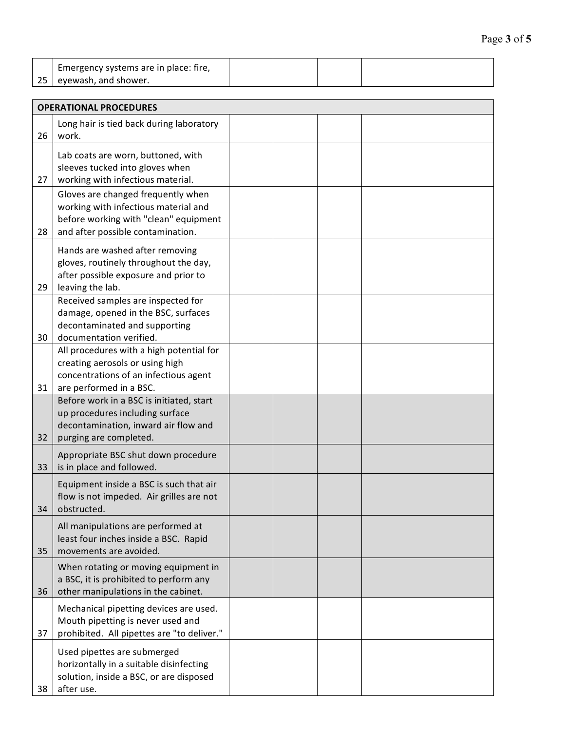| | | | | | |
|---|---|---|---|---|---|
| 25 | Emergency systems are in place: fire, eyewash, and shower. | | | | |

| **OPERATIONAL PROCEDURES** | | | | | |
|---|---|---|---|---|---|
| 26 | Long hair is tied back during laboratory work. | | | | |
| 27 | Lab coats are worn, buttoned, with sleeves tucked into gloves when working with infectious material. | | | | |
| 28 | Gloves are changed frequently when working with infectious material and before working with "clean" equipment and after possible contamination. | | | | |
| 29 | Hands are washed after removing gloves, routinely throughout the day, after possible exposure and prior to leaving the lab. | | | | |
| 30 | Received samples are inspected for damage, opened in the BSC, surfaces decontaminated and supporting documentation verified. | | | | |
| 31 | All procedures with a high potential for creating aerosols or using high concentrations of an infectious agent are performed in a BSC. | | | | |
| 32 | Before work in a BSC is initiated, start up procedures including surface decontamination, inward air flow and purging are completed. | | | | |
| 33 | Appropriate BSC shut down procedure is in place and followed. | | | | |
| 34 | Equipment inside a BSC is such that air flow is not impeded. Air grilles are not obstructed. | | | | |
| 35 | All manipulations are performed at least four inches inside a BSC. Rapid movements are avoided. | | | | |
| 36 | When rotating or moving equipment in a BSC, it is prohibited to perform any other manipulations in the cabinet. | | | | |
| 37 | Mechanical pipetting devices are used. Mouth pipetting is never used and prohibited. All pipettes are "to deliver." | | | | |
| 38 | Used pipettes are submerged horizontally in a suitable disinfecting solution, inside a BSC, or are disposed after use. | | | | |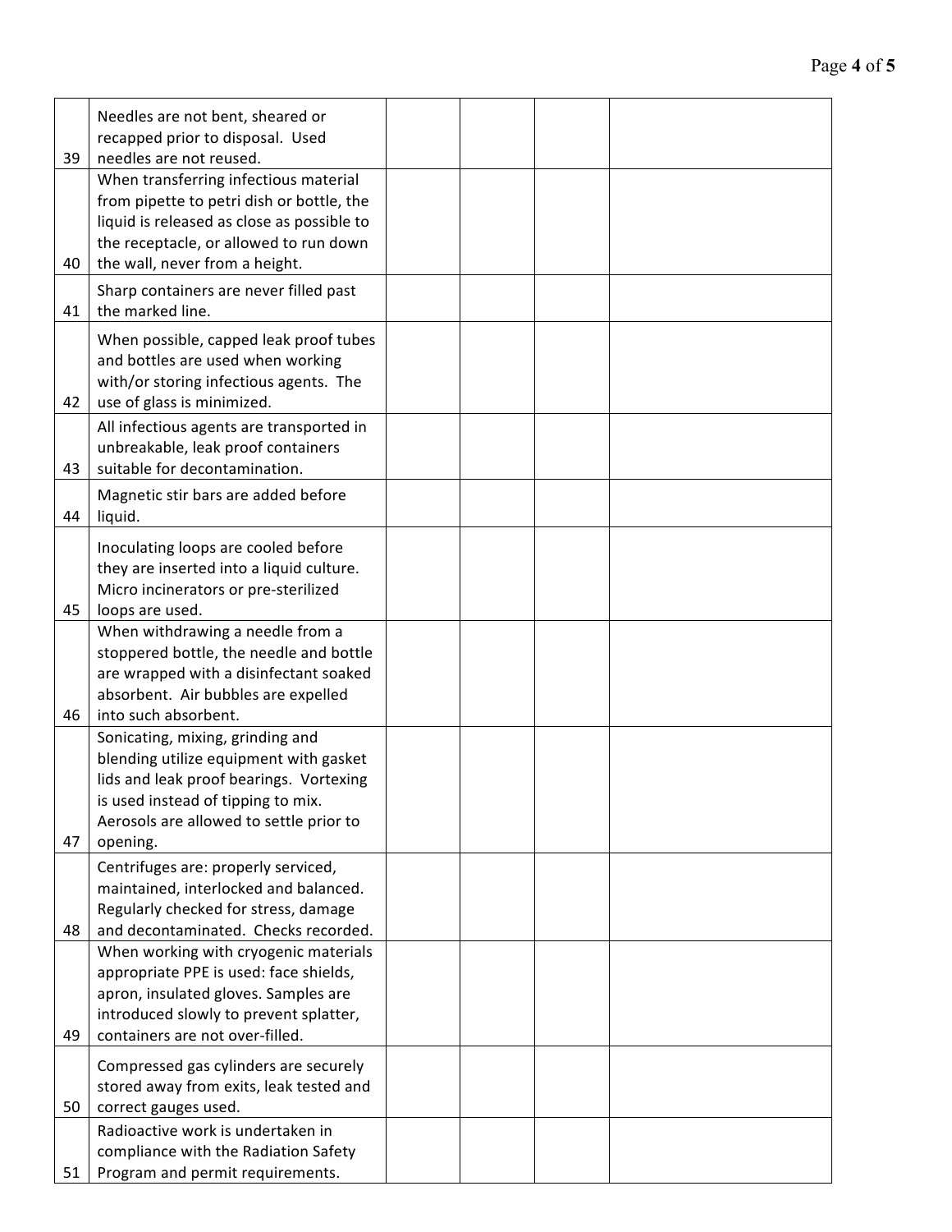| | | | | | |
|---|---|---|---|---|---|
| 39 | Needles are not bent, sheared or recapped prior to disposal. Used needles are not reused. | | | | |
| 40 | When transferring infectious material from pipette to petri dish or bottle, the liquid is released as close as possible to the receptacle, or allowed to run down the wall, never from a height. | | | | |
| 41 | Sharp containers are never filled past the marked line. | | | | |
| 42 | When possible, capped leak proof tubes and bottles are used when working with/or storing infectious agents. The use of glass is minimized. | | | | |
| 43 | All infectious agents are transported in unbreakable, leak proof containers suitable for decontamination. | | | | |
| 44 | Magnetic stir bars are added before liquid. | | | | |
| 45 | Inoculating loops are cooled before they are inserted into a liquid culture. Micro incinerators or pre-sterilized loops are used. | | | | |
| 46 | When withdrawing a needle from a stoppered bottle, the needle and bottle are wrapped with a disinfectant soaked absorbent. Air bubbles are expelled into such absorbent. | | | | |
| 47 | Sonicating, mixing, grinding and blending utilize equipment with gasket lids and leak proof bearings. Vortexing is used instead of tipping to mix. Aerosols are allowed to settle prior to opening. | | | | |
| 48 | Centrifuges are: properly serviced, maintained, interlocked and balanced. Regularly checked for stress, damage and decontaminated. Checks recorded. | | | | |
| 49 | When working with cryogenic materials appropriate PPE is used: face shields, apron, insulated gloves. Samples are introduced slowly to prevent splatter, containers are not over-filled. | | | | |
| 50 | Compressed gas cylinders are securely stored away from exits, leak tested and correct gauges used. | | | | |
| 51 | Radioactive work is undertaken in compliance with the Radiation Safety Program and permit requirements. | | | | |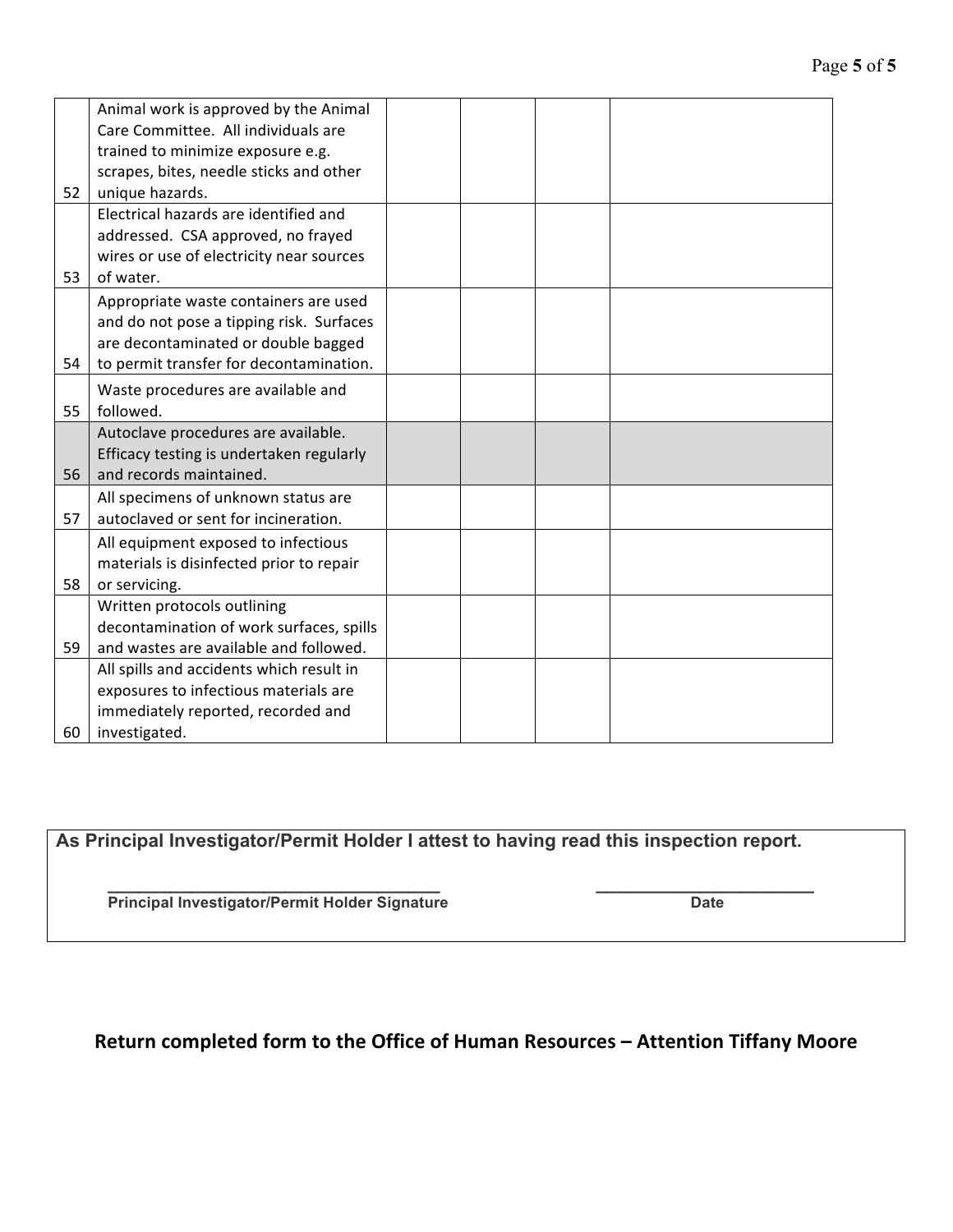| | | | | | |
|---|---|---|---|---|---|
| 52 | Animal work is approved by the Animal Care Committee. All individuals are trained to minimize exposure e.g. scrapes, bites, needle sticks and other unique hazards. | | | | |
| 53 | Electrical hazards are identified and addressed. CSA approved, no frayed wires or use of electricity near sources of water. | | | | |
| 54 | Appropriate waste containers are used and do not pose a tipping risk. Surfaces are decontaminated or double bagged to permit transfer for decontamination. | | | | |
| 55 | Waste procedures are available and followed. | | | | |
| 56 | Autoclave procedures are available. Efficacy testing is undertaken regularly and records maintained. | | | | |
| 57 | All specimens of unknown status are autoclaved or sent for incineration. | | | | |
| 58 | All equipment exposed to infectious materials is disinfected prior to repair or servicing. | | | | |
| 59 | Written protocols outlining decontamination of work surfaces, spills and wastes are available and followed. | | | | |
| 60 | All spills and accidents which result in exposures to infectious materials are immediately reported, recorded and investigated. | | | | |

**As Principal Investigator/Permit Holder I attest to having read this inspection report.**

\_\_\_\_\_\_\_\_\_\_\_\_\_\_\_\_\_\_\_\_\_\_\_\_\_\_\_\_\_\_\_\_\_\_\_\_
**Principal Investigator/Permit Holder Signature**

\_\_\_\_\_\_\_\_\_\_\_\_\_\_\_\_\_\_\_\_\_\_\_\_
**Date**

**Return completed form to the Office of Human Resources – Attention Tiffany Moore**